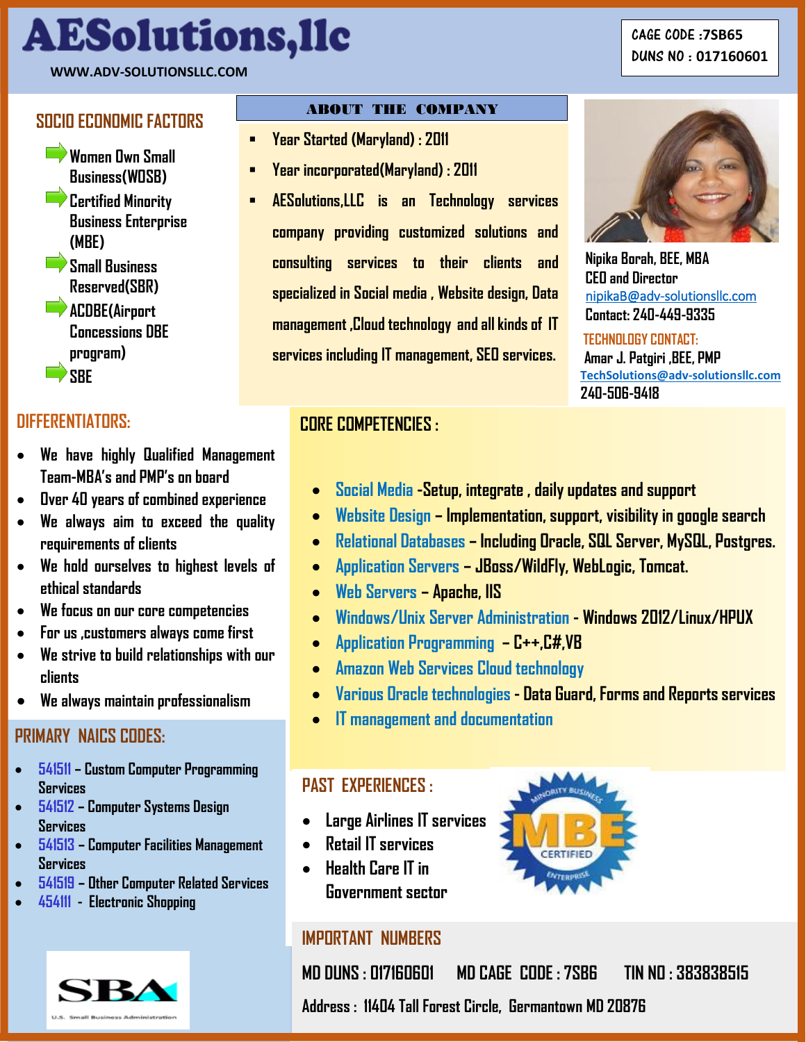# AESolutions,llc

WWW.ADV-SOLUTIONSLLC.COM

CAGE CODE :7SB65
DUNS NO : 017160601

## SOCIO ECONOMIC FACTORS

- Women Own Small Business(WOSB)
- Certified Minority Business Enterprise (MBE)
- Small Business Reserved(SBR)
- ACDBE(Airport Concessions DBE program)
- SBE

## ABOUT THE COMPANY

- Year Started (Maryland) : 2011
- Year incorporated(Maryland) : 2011
- AESolutions,LLC is an Technology services company providing customized solutions and consulting services to their clients and specialized in Social media , Website design, Data management ,Cloud technology and all kinds of IT services including IT management, SEO services.

Nipika Borah, BEE, MBA
CEO and Director
nipikaB@adv-solutionsllc.com
Contact: 240-449-9335

**TECHNOLOGY CONTACT:**
Amar J. Patgiri ,BEE, PMP
TechSolutions@adv-solutionsllc.com
240-506-9418

## DIFFERENTIATORS:

- We have highly Qualified Management Team-MBA's and PMP's on board
- Over 40 years of combined experience
- We always aim to exceed the quality requirements of clients
- We hold ourselves to highest levels of ethical standards
- We focus on our core competencies
- For us ,customers always come first
- We strive to build relationships with our clients
- We always maintain professionalism

## CORE COMPETENCIES :

- Social Media -Setup, integrate , daily updates and support
- Website Design – Implementation, support, visibility in google search
- Relational Databases – Including Oracle, SQL Server, MySQL, Postgres.
- Application Servers – JBoss/WildFly, WebLogic, Tomcat.
- Web Servers – Apache, IIS
- Windows/Unix Server Administration - Windows 2012/Linux/HPUX
- Application Programming – C++,C#,VB
- Amazon Web Services Cloud technology
- Various Oracle technologies - Data Guard, Forms and Reports services
- IT management and documentation

## PRIMARY NAICS CODES:

- 541511 – Custom Computer Programming Services
- 541512 – Computer Systems Design Services
- 541513 – Computer Facilities Management Services
- 541519 – Other Computer Related Services
- 454111 - Electronic Shopping

## PAST EXPERIENCES :

- Large Airlines IT services
- Retail IT services
- Health Care IT in Government sector

## IMPORTANT NUMBERS

MD DUNS : 017160601 MD CAGE CODE : 7SB6 TIN NO : 383838515

Address : 11404 Tall Forest Circle, Germantown MD 20876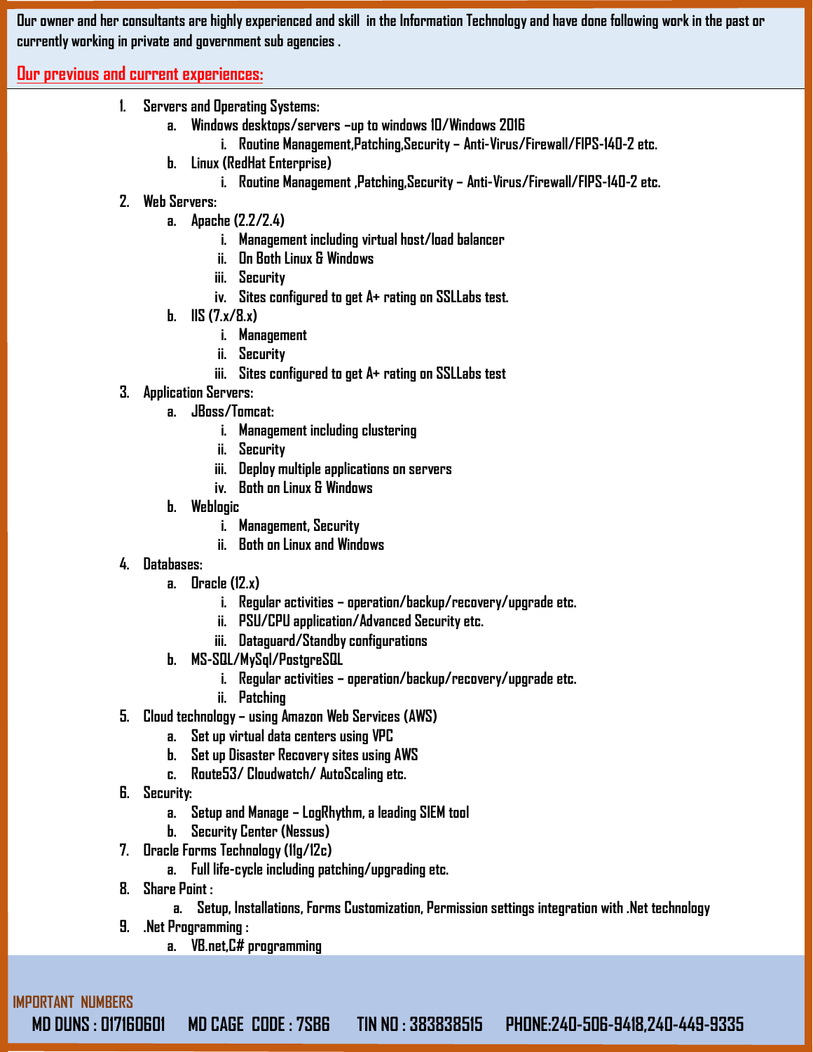**Our owner and her consultants are highly experienced and skill in the Information Technology and have done following work in the past or currently working in private and government sub agencies .**

## Our previous and current experiences:

1. Servers and Operating Systems:
   a. Windows desktops/servers –up to windows 10/Windows 2016
      i. Routine Management,Patching,Security – Anti-Virus/Firewall/FIPS-140-2 etc.
   b. Linux (RedHat Enterprise)
      i. Routine Management ,Patching,Security – Anti-Virus/Firewall/FIPS-140-2 etc.
2. Web Servers:
   a. Apache (2.2/2.4)
      i. Management including virtual host/load balancer
      ii. On Both Linux & Windows
      iii. Security
      iv. Sites configured to get A+ rating on SSLLabs test.
   b. IIS (7.x/8.x)
      i. Management
      ii. Security
      iii. Sites configured to get A+ rating on SSLLabs test
3. Application Servers:
   a. JBoss/Tomcat:
      i. Management including clustering
      ii. Security
      iii. Deploy multiple applications on servers
      iv. Both on Linux & Windows
   b. Weblogic
      i. Management, Security
      ii. Both on Linux and Windows
4. Databases:
   a. Oracle (12.x)
      i. Regular activities – operation/backup/recovery/upgrade etc.
      ii. PSU/CPU application/Advanced Security etc.
      iii. Dataguard/Standby configurations
   b. MS-SQL/MySql/PostgreSQL
      i. Regular activities – operation/backup/recovery/upgrade etc.
      ii. Patching
5. Cloud technology – using Amazon Web Services (AWS)
   a. Set up virtual data centers using VPC
   b. Set up Disaster Recovery sites using AWS
   c. Route53/ Cloudwatch/ AutoScaling etc.
6. Security:
   a. Setup and Manage – LogRhythm, a leading SIEM tool
   b. Security Center (Nessus)
7. Oracle Forms Technology (11g/12c)
   a. Full life-cycle including patching/upgrading etc.
8. Share Point :
   a. Setup, Installations, Forms Customization, Permission settings integration with .Net technology
9. .Net Programming :
   a. VB.net,C# programming

**IMPORTANT NUMBERS**

**MD DUNS : 017160601 MD CAGE CODE : 7SB6 TIN NO : 383838515 PHONE:240-506-9418,240-449-9335**